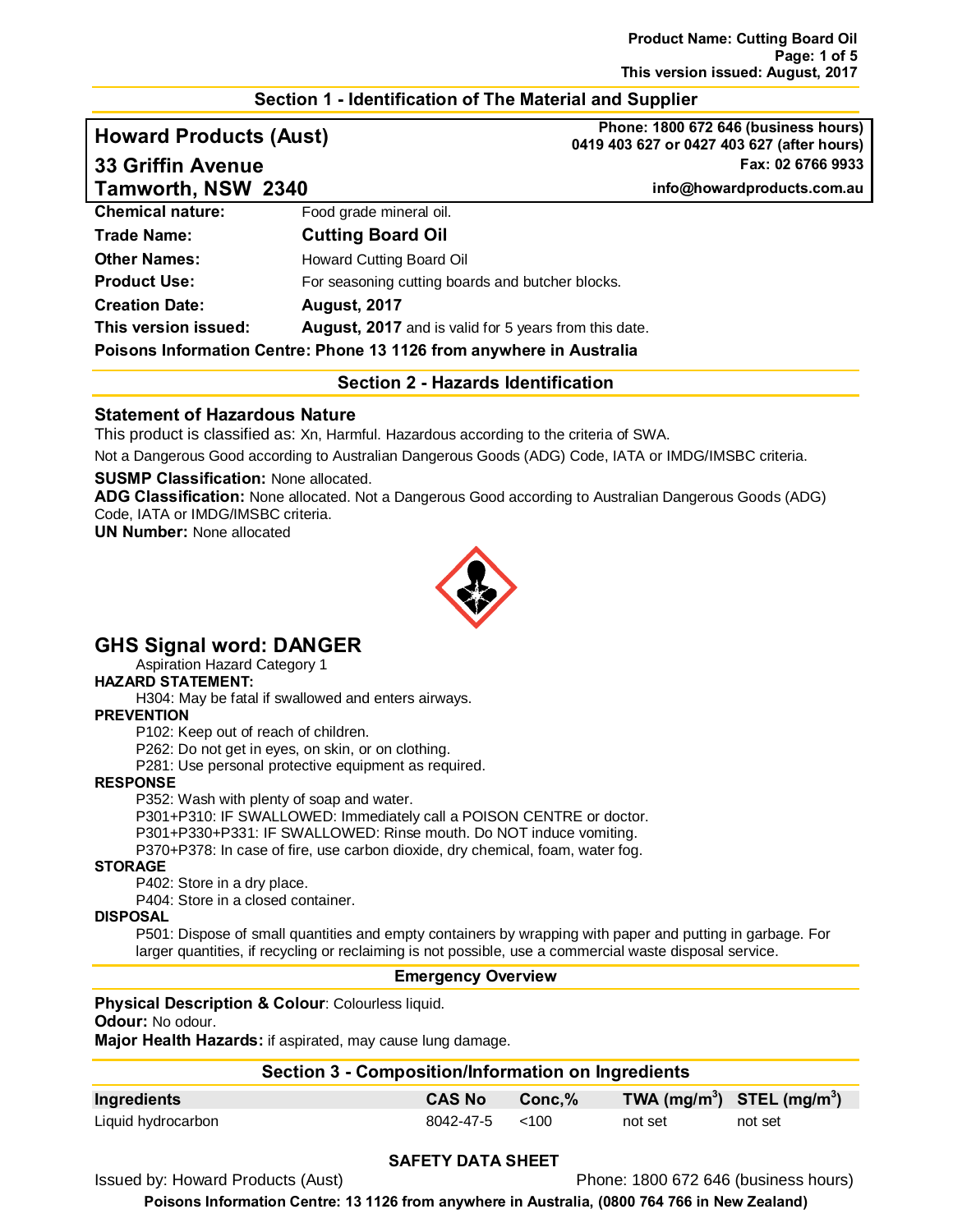## Section 1 - Identification of The Material and Supplier

**Howard Products (Aust)**
**33 Griffin Avenue**
**Tamworth, NSW 2340**

**Phone: 1800 672 646 (business hours)**
**0419 403 627 or 0427 403 627 (after hours)**
**Fax: 02 6766 9933**
**info@howardproducts.com.au**

| | |
|---|---|
| **Chemical nature:** | Food grade mineral oil. |
| **Trade Name:** | **Cutting Board Oil** |
| **Other Names:** | Howard Cutting Board Oil |
| **Product Use:** | For seasoning cutting boards and butcher blocks. |
| **Creation Date:** | **August, 2017** |
| **This version issued:** | **August, 2017** and is valid for 5 years from this date. |

**Poisons Information Centre: Phone 13 1126 from anywhere in Australia**

## Section 2 - Hazards Identification

### Statement of Hazardous Nature

This product is classified as: Xn, Harmful. Hazardous according to the criteria of SWA.

Not a Dangerous Good according to Australian Dangerous Goods (ADG) Code, IATA or IMDG/IMSBC criteria.

**SUSMP Classification:** None allocated.
**ADG Classification:** None allocated. Not a Dangerous Good according to Australian Dangerous Goods (ADG) Code, IATA or IMDG/IMSBC criteria.
**UN Number:** None allocated

## GHS Signal word: DANGER

Aspiration Hazard Category 1

**HAZARD STATEMENT:**

H304: May be fatal if swallowed and enters airways.

**PREVENTION**

P102: Keep out of reach of children.
P262: Do not get in eyes, on skin, or on clothing.
P281: Use personal protective equipment as required.

**RESPONSE**

P352: Wash with plenty of soap and water.
P301+P310: IF SWALLOWED: Immediately call a POISON CENTRE or doctor.
P301+P330+P331: IF SWALLOWED: Rinse mouth. Do NOT induce vomiting.
P370+P378: In case of fire, use carbon dioxide, dry chemical, foam, water fog.

**STORAGE**

P402: Store in a dry place.
P404: Store in a closed container.

**DISPOSAL**

P501: Dispose of small quantities and empty containers by wrapping with paper and putting in garbage. For larger quantities, if recycling or reclaiming is not possible, use a commercial waste disposal service.

### Emergency Overview

**Physical Description & Colour**: Colourless liquid.
**Odour:** No odour.
**Major Health Hazards:** if aspirated, may cause lung damage.

## Section 3 - Composition/Information on Ingredients

| Ingredients | CAS No | Conc,% | TWA (mg/m$^3$) | STEL (mg/m$^3$) |
|---|---|---|---|---|
| Liquid hydrocarbon | 8042-47-5 | <100 | not set | not set |

**SAFETY DATA SHEET**

Issued by: Howard Products (Aust) Phone: 1800 672 646 (business hours)

**Poisons Information Centre: 13 1126 from anywhere in Australia, (0800 764 766 in New Zealand)**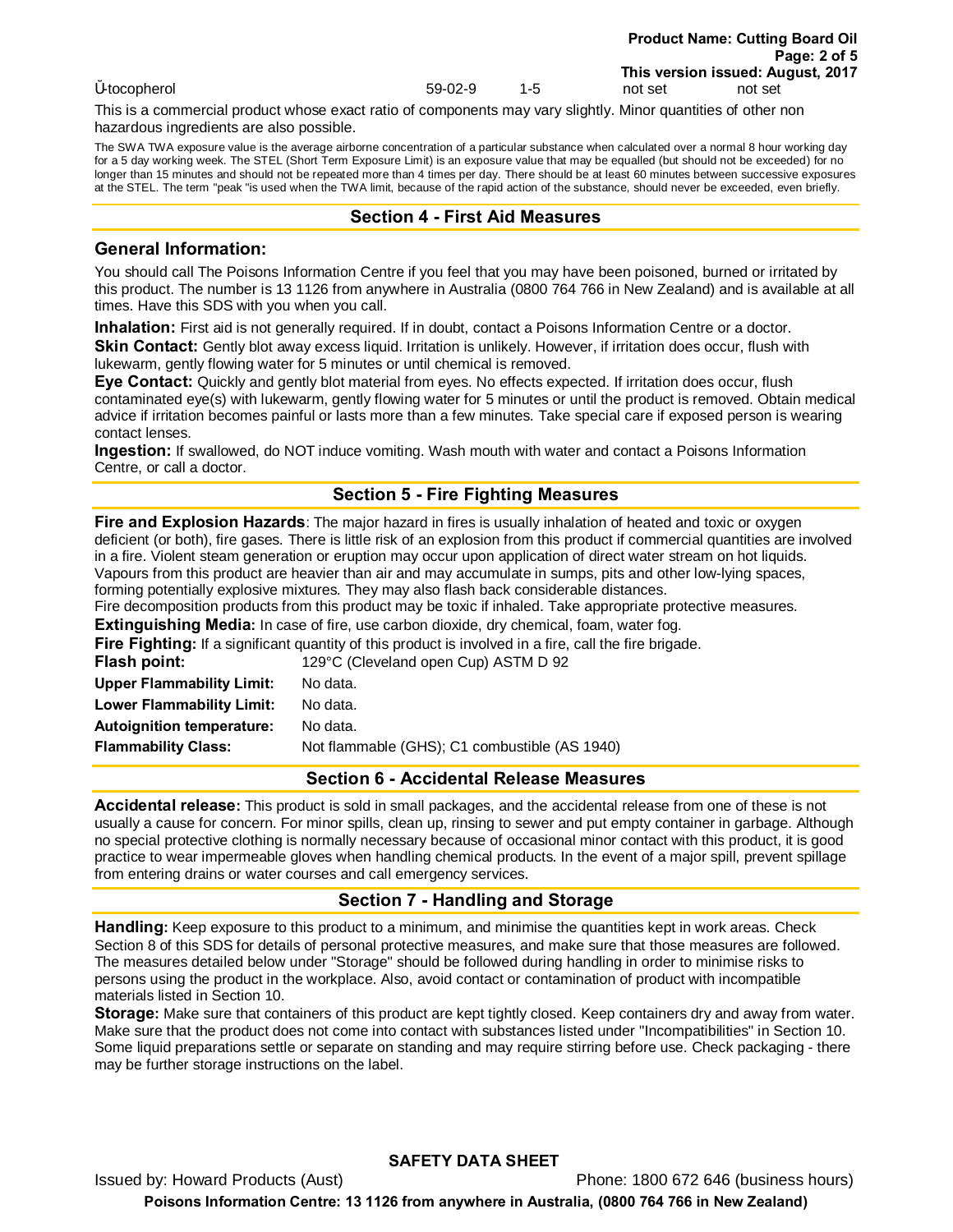| Ŭ-tocopherol | 59-02-9 | 1-5 | not set | not set |
|---|---|---|---|---|

This is a commercial product whose exact ratio of components may vary slightly. Minor quantities of other non hazardous ingredients are also possible.

The SWA TWA exposure value is the average airborne concentration of a particular substance when calculated over a normal 8 hour working day for a 5 day working week. The STEL (Short Term Exposure Limit) is an exposure value that may be equalled (but should not be exceeded) for no longer than 15 minutes and should not be repeated more than 4 times per day. There should be at least 60 minutes between successive exposures at the STEL. The term "peak "is used when the TWA limit, because of the rapid action of the substance, should never be exceeded, even briefly.

## Section 4 - First Aid Measures

### General Information:

You should call The Poisons Information Centre if you feel that you may have been poisoned, burned or irritated by this product. The number is 13 1126 from anywhere in Australia (0800 764 766 in New Zealand) and is available at all times. Have this SDS with you when you call.

**Inhalation:** First aid is not generally required. If in doubt, contact a Poisons Information Centre or a doctor.
**Skin Contact:** Gently blot away excess liquid. Irritation is unlikely. However, if irritation does occur, flush with lukewarm, gently flowing water for 5 minutes or until chemical is removed.
**Eye Contact:** Quickly and gently blot material from eyes. No effects expected. If irritation does occur, flush contaminated eye(s) with lukewarm, gently flowing water for 5 minutes or until the product is removed. Obtain medical advice if irritation becomes painful or lasts more than a few minutes. Take special care if exposed person is wearing contact lenses.
**Ingestion:** If swallowed, do NOT induce vomiting. Wash mouth with water and contact a Poisons Information Centre, or call a doctor.

## Section 5 - Fire Fighting Measures

**Fire and Explosion Hazards**: The major hazard in fires is usually inhalation of heated and toxic or oxygen deficient (or both), fire gases. There is little risk of an explosion from this product if commercial quantities are involved in a fire. Violent steam generation or eruption may occur upon application of direct water stream on hot liquids. Vapours from this product are heavier than air and may accumulate in sumps, pits and other low-lying spaces, forming potentially explosive mixtures. They may also flash back considerable distances.
Fire decomposition products from this product may be toxic if inhaled. Take appropriate protective measures.
**Extinguishing Media:** In case of fire, use carbon dioxide, dry chemical, foam, water fog.
**Fire Fighting:** If a significant quantity of this product is involved in a fire, call the fire brigade.

| | |
|---|---|
| **Flash point:** | 129°C (Cleveland open Cup) ASTM D 92 |
| **Upper Flammability Limit:** | No data. |
| **Lower Flammability Limit:** | No data. |
| **Autoignition temperature:** | No data. |
| **Flammability Class:** | Not flammable (GHS); C1 combustible (AS 1940) |

## Section 6 - Accidental Release Measures

**Accidental release:** This product is sold in small packages, and the accidental release from one of these is not usually a cause for concern. For minor spills, clean up, rinsing to sewer and put empty container in garbage. Although no special protective clothing is normally necessary because of occasional minor contact with this product, it is good practice to wear impermeable gloves when handling chemical products. In the event of a major spill, prevent spillage from entering drains or water courses and call emergency services.

## Section 7 - Handling and Storage

**Handling:** Keep exposure to this product to a minimum, and minimise the quantities kept in work areas. Check Section 8 of this SDS for details of personal protective measures, and make sure that those measures are followed. The measures detailed below under "Storage" should be followed during handling in order to minimise risks to persons using the product in the workplace. Also, avoid contact or contamination of product with incompatible materials listed in Section 10.
**Storage:** Make sure that containers of this product are kept tightly closed. Keep containers dry and away from water. Make sure that the product does not come into contact with substances listed under "Incompatibilities" in Section 10. Some liquid preparations settle or separate on standing and may require stirring before use. Check packaging - there may be further storage instructions on the label.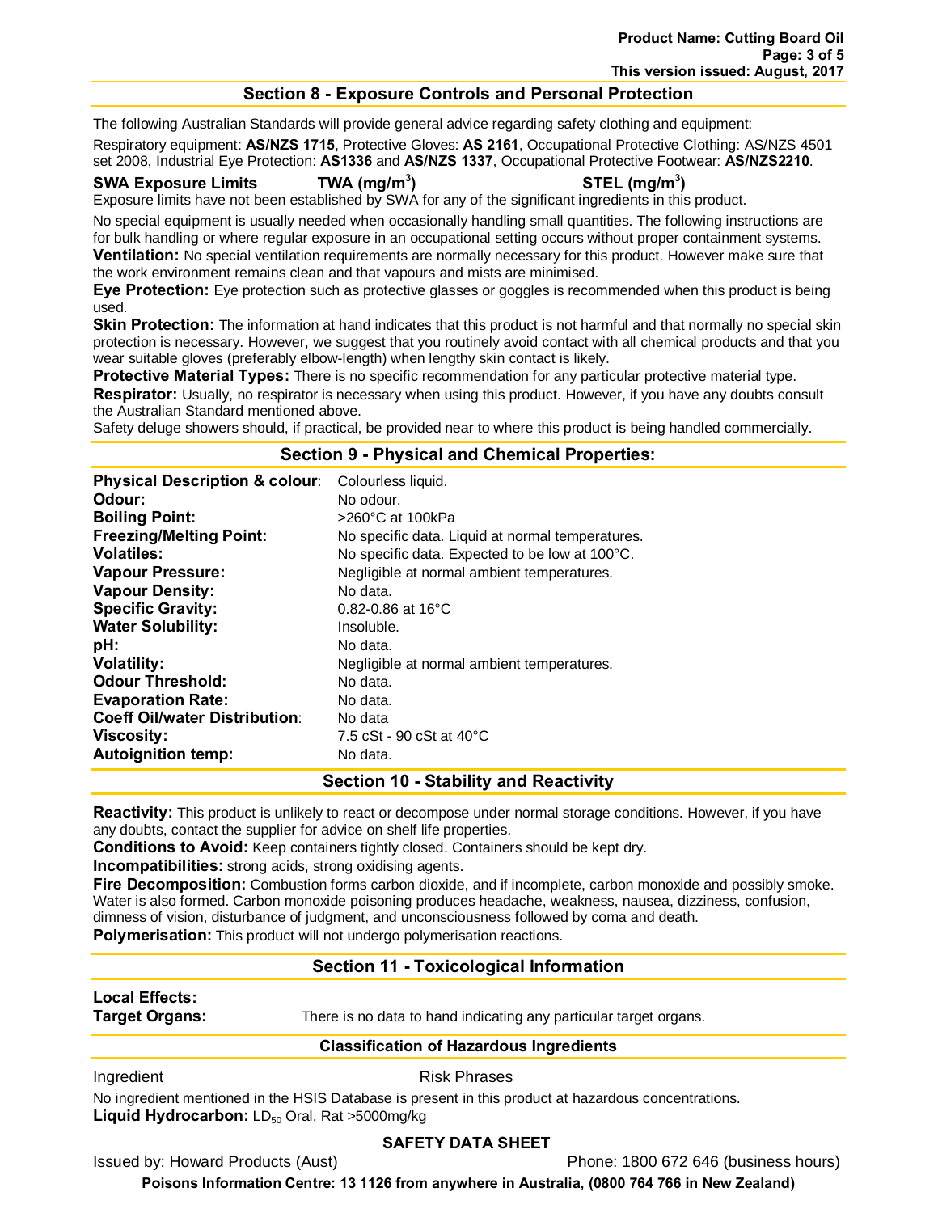## Section 8 - Exposure Controls and Personal Protection

The following Australian Standards will provide general advice regarding safety clothing and equipment:

Respiratory equipment: **AS/NZS 1715**, Protective Gloves: **AS 2161**, Occupational Protective Clothing: AS/NZS 4501 set 2008, Industrial Eye Protection: **AS1336** and **AS/NZS 1337**, Occupational Protective Footwear: **AS/NZS2210**.

| **SWA Exposure Limits** | **TWA ($mg/m^3$)** | **STEL ($mg/m^3$)** |
|---|---|---|

Exposure limits have not been established by SWA for any of the significant ingredients in this product.

No special equipment is usually needed when occasionally handling small quantities. The following instructions are for bulk handling or where regular exposure in an occupational setting occurs without proper containment systems.

**Ventilation:** No special ventilation requirements are normally necessary for this product. However make sure that the work environment remains clean and that vapours and mists are minimised.

**Eye Protection:** Eye protection such as protective glasses or goggles is recommended when this product is being used.

**Skin Protection:** The information at hand indicates that this product is not harmful and that normally no special skin protection is necessary. However, we suggest that you routinely avoid contact with all chemical products and that you wear suitable gloves (preferably elbow-length) when lengthy skin contact is likely.

**Protective Material Types:** There is no specific recommendation for any particular protective material type.

**Respirator:** Usually, no respirator is necessary when using this product. However, if you have any doubts consult the Australian Standard mentioned above.

Safety deluge showers should, if practical, be provided near to where this product is being handled commercially.

## Section 9 - Physical and Chemical Properties:

| | |
|---|---|
| **Physical Description & colour**: | Colourless liquid. |
| **Odour:** | No odour. |
| **Boiling Point:** | >260°C at 100kPa |
| **Freezing/Melting Point:** | No specific data. Liquid at normal temperatures. |
| **Volatiles:** | No specific data. Expected to be low at 100°C. |
| **Vapour Pressure:** | Negligible at normal ambient temperatures. |
| **Vapour Density:** | No data. |
| **Specific Gravity:** | 0.82-0.86 at 16°C |
| **Water Solubility:** | Insoluble. |
| **pH:** | No data. |
| **Volatility:** | Negligible at normal ambient temperatures. |
| **Odour Threshold:** | No data. |
| **Evaporation Rate:** | No data. |
| **Coeff Oil/water Distribution**: | No data |
| **Viscosity:** | 7.5 cSt - 90 cSt at 40°C |
| **Autoignition temp:** | No data. |

## Section 10 - Stability and Reactivity

**Reactivity:** This product is unlikely to react or decompose under normal storage conditions. However, if you have any doubts, contact the supplier for advice on shelf life properties.

**Conditions to Avoid:** Keep containers tightly closed. Containers should be kept dry.

**Incompatibilities:** strong acids, strong oxidising agents.

**Fire Decomposition:** Combustion forms carbon dioxide, and if incomplete, carbon monoxide and possibly smoke. Water is also formed. Carbon monoxide poisoning produces headache, weakness, nausea, dizziness, confusion, dimness of vision, disturbance of judgment, and unconsciousness followed by coma and death.

**Polymerisation:** This product will not undergo polymerisation reactions.

## Section 11 - Toxicological Information

**Local Effects:**

**Target Organs:** There is no data to hand indicating any particular target organs.

### Classification of Hazardous Ingredients

| Ingredient | Risk Phrases |
|---|---|

No ingredient mentioned in the HSIS Database is present in this product at hazardous concentrations.

**Liquid Hydrocarbon:** $LD_{50}$ Oral, Rat >5000mg/kg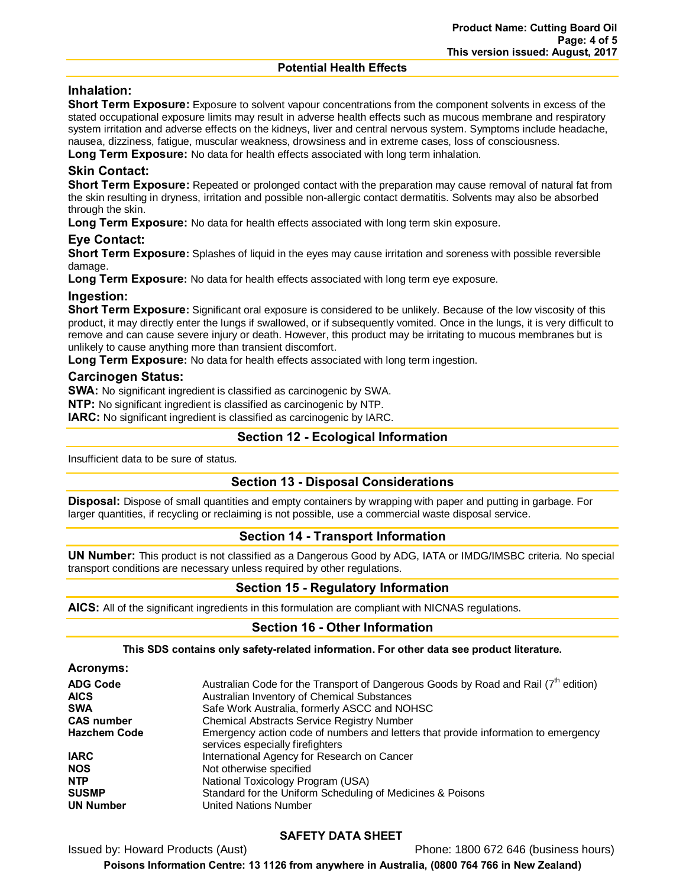## Potential Health Effects

### Inhalation:

**Short Term Exposure:** Exposure to solvent vapour concentrations from the component solvents in excess of the stated occupational exposure limits may result in adverse health effects such as mucous membrane and respiratory system irritation and adverse effects on the kidneys, liver and central nervous system. Symptoms include headache, nausea, dizziness, fatigue, muscular weakness, drowsiness and in extreme cases, loss of consciousness.

**Long Term Exposure:** No data for health effects associated with long term inhalation.

### Skin Contact:

**Short Term Exposure:** Repeated or prolonged contact with the preparation may cause removal of natural fat from the skin resulting in dryness, irritation and possible non-allergic contact dermatitis. Solvents may also be absorbed through the skin.

**Long Term Exposure:** No data for health effects associated with long term skin exposure.

### Eye Contact:

**Short Term Exposure:** Splashes of liquid in the eyes may cause irritation and soreness with possible reversible damage.

**Long Term Exposure:** No data for health effects associated with long term eye exposure.

### Ingestion:

**Short Term Exposure:** Significant oral exposure is considered to be unlikely. Because of the low viscosity of this product, it may directly enter the lungs if swallowed, or if subsequently vomited. Once in the lungs, it is very difficult to remove and can cause severe injury or death. However, this product may be irritating to mucous membranes but is unlikely to cause anything more than transient discomfort.

**Long Term Exposure:** No data for health effects associated with long term ingestion.

### Carcinogen Status:

**SWA:** No significant ingredient is classified as carcinogenic by SWA.

**NTP:** No significant ingredient is classified as carcinogenic by NTP.

**IARC:** No significant ingredient is classified as carcinogenic by IARC.

## Section 12 - Ecological Information

Insufficient data to be sure of status.

## Section 13 - Disposal Considerations

**Disposal:** Dispose of small quantities and empty containers by wrapping with paper and putting in garbage. For larger quantities, if recycling or reclaiming is not possible, use a commercial waste disposal service.

## Section 14 - Transport Information

**UN Number:** This product is not classified as a Dangerous Good by ADG, IATA or IMDG/IMSBC criteria. No special transport conditions are necessary unless required by other regulations.

## Section 15 - Regulatory Information

**AICS:** All of the significant ingredients in this formulation are compliant with NICNAS regulations.

## Section 16 - Other Information

**This SDS contains only safety-related information. For other data see product literature.**

### Acronyms:

| | |
|---|---|
| **ADG Code** | Australian Code for the Transport of Dangerous Goods by Road and Rail (7th edition) |
| **AICS** | Australian Inventory of Chemical Substances |
| **SWA** | Safe Work Australia, formerly ASCC and NOHSC |
| **CAS number** | Chemical Abstracts Service Registry Number |
| **Hazchem Code** | Emergency action code of numbers and letters that provide information to emergency services especially firefighters |
| **IARC** | International Agency for Research on Cancer |
| **NOS** | Not otherwise specified |
| **NTP** | National Toxicology Program (USA) |
| **SUSMP** | Standard for the Uniform Scheduling of Medicines & Poisons |
| **UN Number** | United Nations Number |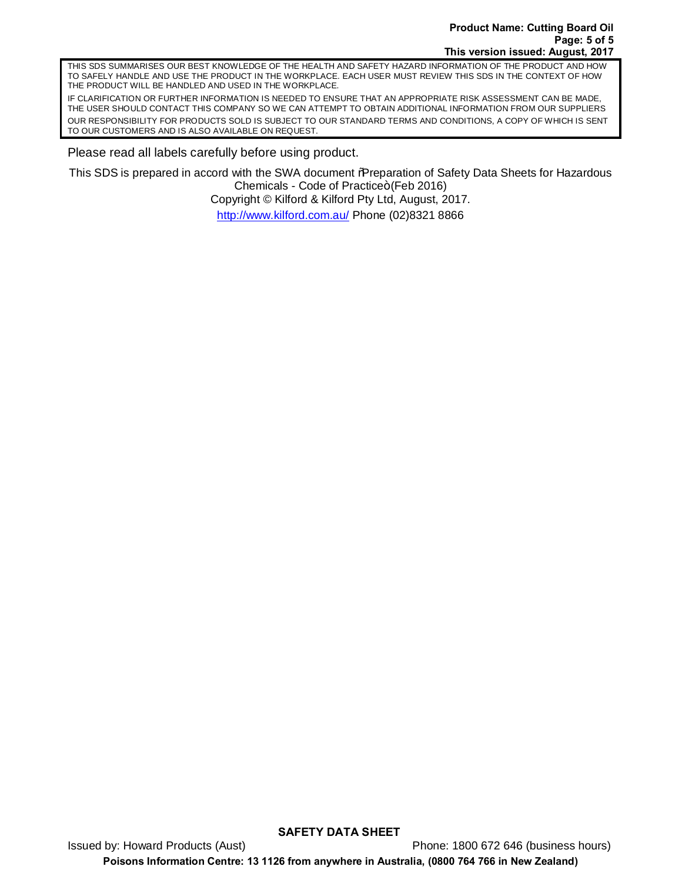THIS SDS SUMMARISES OUR BEST KNOWLEDGE OF THE HEALTH AND SAFETY HAZARD INFORMATION OF THE PRODUCT AND HOW TO SAFELY HANDLE AND USE THE PRODUCT IN THE WORKPLACE. EACH USER MUST REVIEW THIS SDS IN THE CONTEXT OF HOW THE PRODUCT WILL BE HANDLED AND USED IN THE WORKPLACE.

IF CLARIFICATION OR FURTHER INFORMATION IS NEEDED TO ENSURE THAT AN APPROPRIATE RISK ASSESSMENT CAN BE MADE, THE USER SHOULD CONTACT THIS COMPANY SO WE CAN ATTEMPT TO OBTAIN ADDITIONAL INFORMATION FROM OUR SUPPLIERS

OUR RESPONSIBILITY FOR PRODUCTS SOLD IS SUBJECT TO OUR STANDARD TERMS AND CONDITIONS, A COPY OF WHICH IS SENT TO OUR CUSTOMERS AND IS ALSO AVAILABLE ON REQUEST.

Please read all labels carefully before using product.

This SDS is prepared in accord with the SWA document "Preparation of Safety Data Sheets for Hazardous Chemicals - Code of Practice" (Feb 2016)

Copyright © Kilford & Kilford Pty Ltd, August, 2017.

http://www.kilford.com.au/ Phone (02)8321 8866